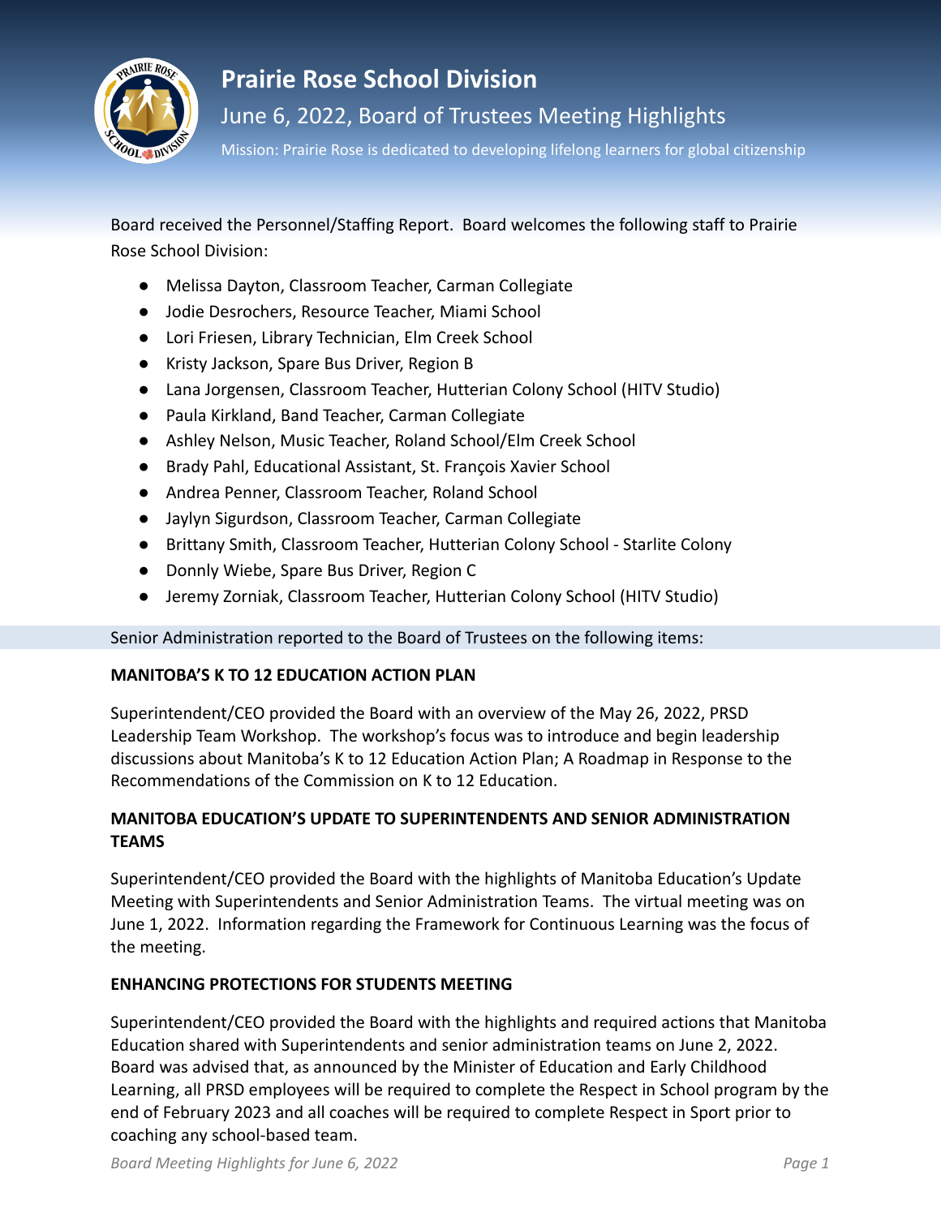# Prairie Rose School Division

## June 6, 2022, Board of Trustees Meeting Highlights

Mission: Prairie Rose is dedicated to developing lifelong learners for global citizenship

Board received the Personnel/Staffing Report. Board welcomes the following staff to Prairie Rose School Division:

- Melissa Dayton, Classroom Teacher, Carman Collegiate
- Jodie Desrochers, Resource Teacher, Miami School
- Lori Friesen, Library Technician, Elm Creek School
- Kristy Jackson, Spare Bus Driver, Region B
- Lana Jorgensen, Classroom Teacher, Hutterian Colony School (HITV Studio)
- Paula Kirkland, Band Teacher, Carman Collegiate
- Ashley Nelson, Music Teacher, Roland School/Elm Creek School
- Brady Pahl, Educational Assistant, St. François Xavier School
- Andrea Penner, Classroom Teacher, Roland School
- Jaylyn Sigurdson, Classroom Teacher, Carman Collegiate
- Brittany Smith, Classroom Teacher, Hutterian Colony School - Starlite Colony
- Donnly Wiebe, Spare Bus Driver, Region C
- Jeremy Zorniak, Classroom Teacher, Hutterian Colony School (HITV Studio)

Senior Administration reported to the Board of Trustees on the following items:

**MANITOBA'S K TO 12 EDUCATION ACTION PLAN**

Superintendent/CEO provided the Board with an overview of the May 26, 2022, PRSD Leadership Team Workshop. The workshop's focus was to introduce and begin leadership discussions about Manitoba's K to 12 Education Action Plan; A Roadmap in Response to the Recommendations of the Commission on K to 12 Education.

**MANITOBA EDUCATION'S UPDATE TO SUPERINTENDENTS AND SENIOR ADMINISTRATION TEAMS**

Superintendent/CEO provided the Board with the highlights of Manitoba Education's Update Meeting with Superintendents and Senior Administration Teams. The virtual meeting was on June 1, 2022. Information regarding the Framework for Continuous Learning was the focus of the meeting.

**ENHANCING PROTECTIONS FOR STUDENTS MEETING**

Superintendent/CEO provided the Board with the highlights and required actions that Manitoba Education shared with Superintendents and senior administration teams on June 2, 2022. Board was advised that, as announced by the Minister of Education and Early Childhood Learning, all PRSD employees will be required to complete the Respect in School program by the end of February 2023 and all coaches will be required to complete Respect in Sport prior to coaching any school-based team.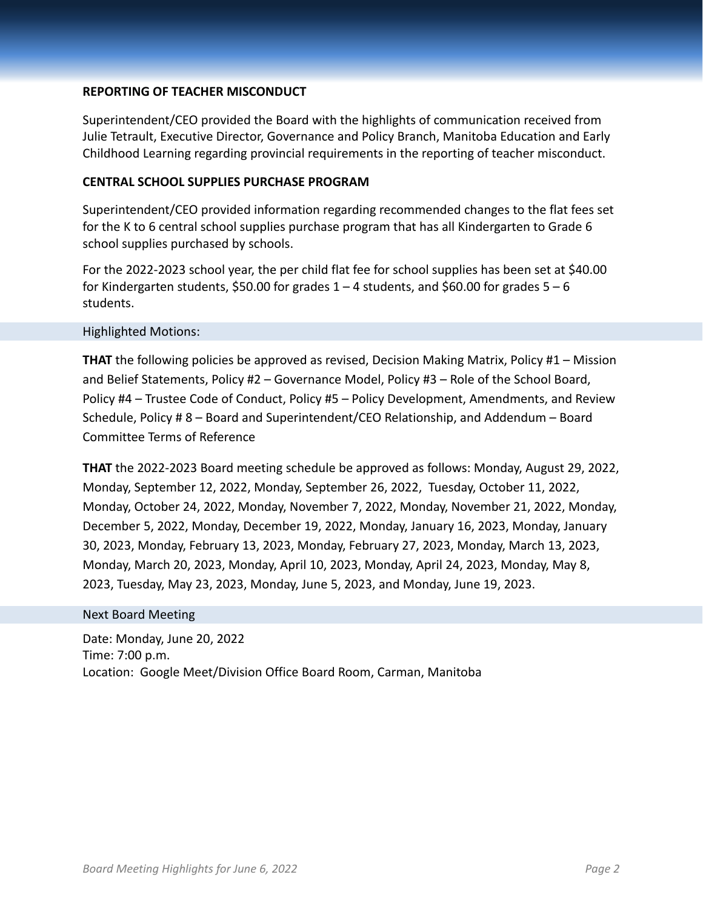**REPORTING OF TEACHER MISCONDUCT**

Superintendent/CEO provided the Board with the highlights of communication received from Julie Tetrault, Executive Director, Governance and Policy Branch, Manitoba Education and Early Childhood Learning regarding provincial requirements in the reporting of teacher misconduct.

**CENTRAL SCHOOL SUPPLIES PURCHASE PROGRAM**

Superintendent/CEO provided information regarding recommended changes to the flat fees set for the K to 6 central school supplies purchase program that has all Kindergarten to Grade 6 school supplies purchased by schools.

For the 2022-2023 school year, the per child flat fee for school supplies has been set at $40.00 for Kindergarten students, $50.00 for grades 1 – 4 students, and $60.00 for grades 5 – 6 students.

## Highlighted Motions:

**THAT** the following policies be approved as revised, Decision Making Matrix, Policy #1 – Mission and Belief Statements, Policy #2 – Governance Model, Policy #3 – Role of the School Board, Policy #4 – Trustee Code of Conduct, Policy #5 – Policy Development, Amendments, and Review Schedule, Policy # 8 – Board and Superintendent/CEO Relationship, and Addendum – Board Committee Terms of Reference

**THAT** the 2022-2023 Board meeting schedule be approved as follows: Monday, August 29, 2022, Monday, September 12, 2022, Monday, September 26, 2022, Tuesday, October 11, 2022, Monday, October 24, 2022, Monday, November 7, 2022, Monday, November 21, 2022, Monday, December 5, 2022, Monday, December 19, 2022, Monday, January 16, 2023, Monday, January 30, 2023, Monday, February 13, 2023, Monday, February 27, 2023, Monday, March 13, 2023, Monday, March 20, 2023, Monday, April 10, 2023, Monday, April 24, 2023, Monday, May 8, 2023, Tuesday, May 23, 2023, Monday, June 5, 2023, and Monday, June 19, 2023.

## Next Board Meeting

Date: Monday, June 20, 2022
Time: 7:00 p.m.
Location: Google Meet/Division Office Board Room, Carman, Manitoba